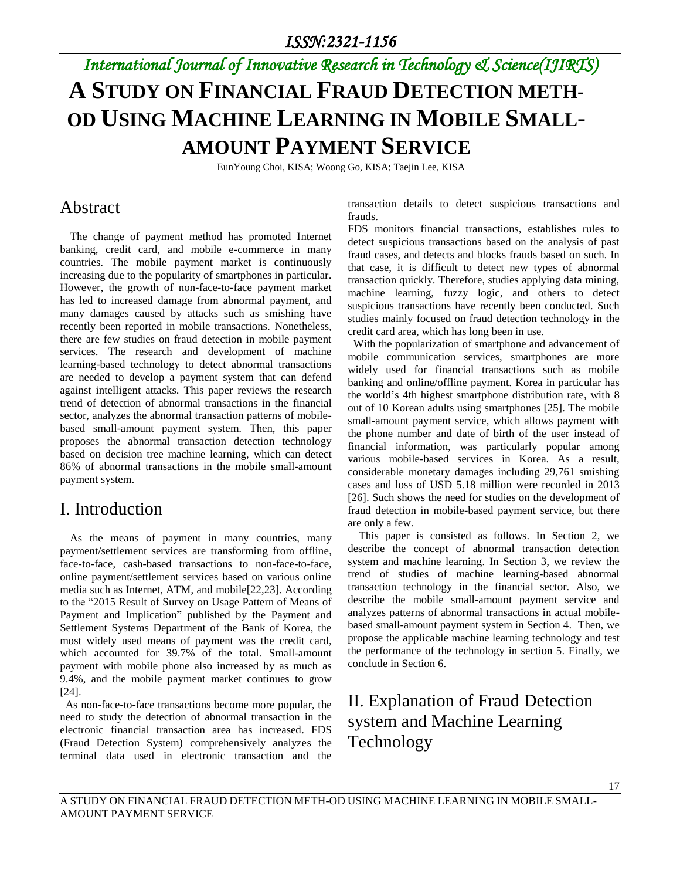# A STUDY ON FINANCIAL FRAUD DETECTION METHOD USING MACHINE LEARNING IN MOBILE SMALL-AMOUNT PAYMENT SERVICE

EunYoung Choi, KISA; Woong Go, KISA; Taejin Lee, KISA

## Abstract

The change of payment method has promoted Internet banking, credit card, and mobile e-commerce in many countries. The mobile payment market is continuously increasing due to the popularity of smartphones in particular. However, the growth of non-face-to-face payment market has led to increased damage from abnormal payment, and many damages caused by attacks such as smishing have recently been reported in mobile transactions. Nonetheless, there are few studies on fraud detection in mobile payment services. The research and development of machine learning-based technology to detect abnormal transactions are needed to develop a payment system that can defend against intelligent attacks. This paper reviews the research trend of detection of abnormal transactions in the financial sector, analyzes the abnormal transaction patterns of mobile-based small-amount payment system. Then, this paper proposes the abnormal transaction detection technology based on decision tree machine learning, which can detect 86% of abnormal transactions in the mobile small-amount payment system.

## I. Introduction

As the means of payment in many countries, many payment/settlement services are transforming from offline, face-to-face, cash-based transactions to non-face-to-face, online payment/settlement services based on various online media such as Internet, ATM, and mobile[22,23]. According to the "2015 Result of Survey on Usage Pattern of Means of Payment and Implication" published by the Payment and Settlement Systems Department of the Bank of Korea, the most widely used means of payment was the credit card, which accounted for 39.7% of the total. Small-amount payment with mobile phone also increased by as much as 9.4%, and the mobile payment market continues to grow [24].

As non-face-to-face transactions become more popular, the need to study the detection of abnormal transaction in the electronic financial transaction area has increased. FDS (Fraud Detection System) comprehensively analyzes the terminal data used in electronic transaction and the transaction details to detect suspicious transactions and frauds.

FDS monitors financial transactions, establishes rules to detect suspicious transactions based on the analysis of past fraud cases, and detects and blocks frauds based on such. In that case, it is difficult to detect new types of abnormal transaction quickly. Therefore, studies applying data mining, machine learning, fuzzy logic, and others to detect suspicious transactions have recently been conducted. Such studies mainly focused on fraud detection technology in the credit card area, which has long been in use.

With the popularization of smartphone and advancement of mobile communication services, smartphones are more widely used for financial transactions such as mobile banking and online/offline payment. Korea in particular has the world's 4th highest smartphone distribution rate, with 8 out of 10 Korean adults using smartphones [25]. The mobile small-amount payment service, which allows payment with the phone number and date of birth of the user instead of financial information, was particularly popular among various mobile-based services in Korea. As a result, considerable monetary damages including 29,761 smishing cases and loss of USD 5.18 million were recorded in 2013 [26]. Such shows the need for studies on the development of fraud detection in mobile-based payment service, but there are only a few.

This paper is consisted as follows. In Section 2, we describe the concept of abnormal transaction detection system and machine learning. In Section 3, we review the trend of studies of machine learning-based abnormal transaction technology in the financial sector. Also, we describe the mobile small-amount payment service and analyzes patterns of abnormal transactions in actual mobile-based small-amount payment system in Section 4. Then, we propose the applicable machine learning technology and test the performance of the technology in section 5. Finally, we conclude in Section 6.

## II. Explanation of Fraud Detection system and Machine Learning Technology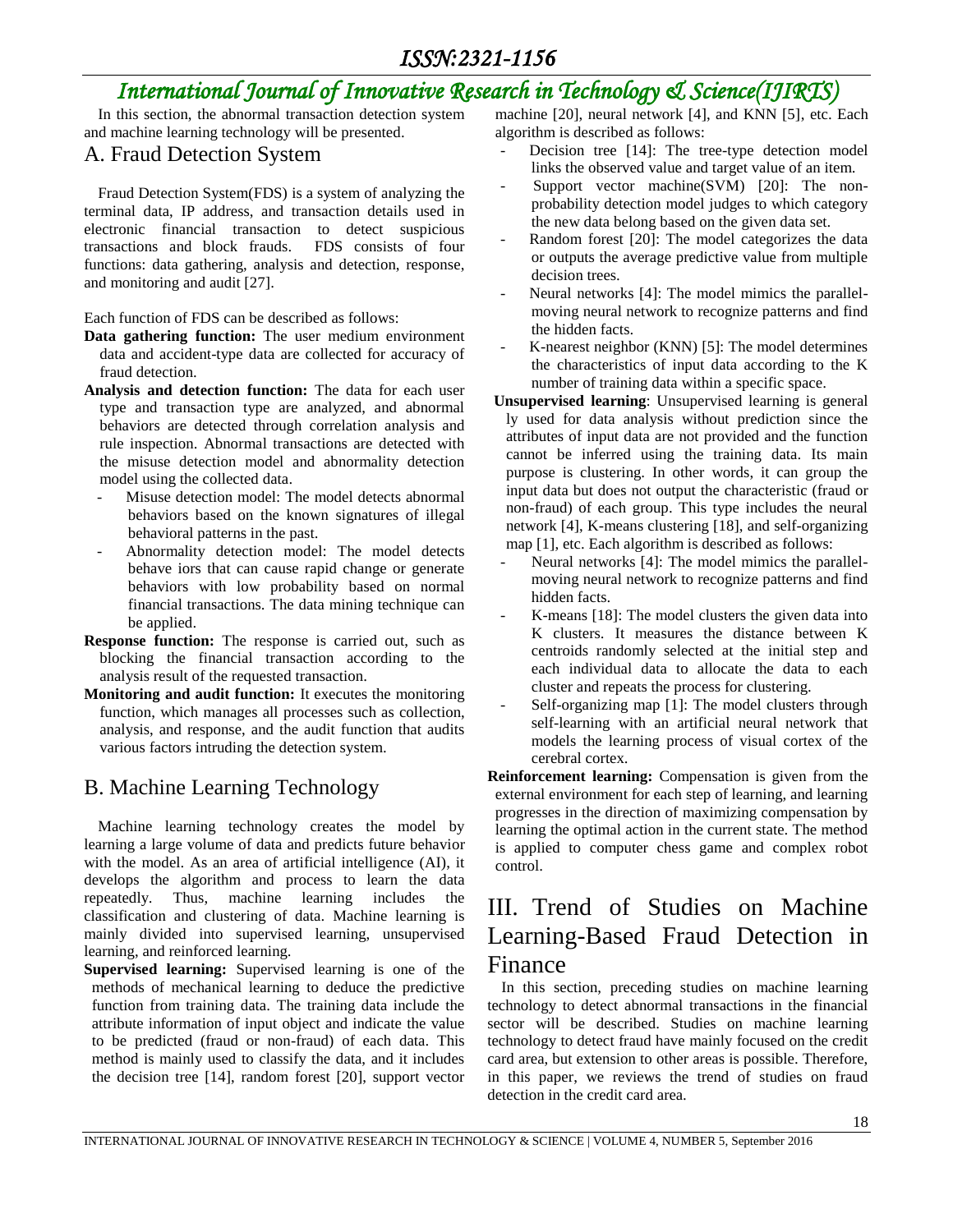In this section, the abnormal transaction detection system and machine learning technology will be presented.

## A. Fraud Detection System

Fraud Detection System(FDS) is a system of analyzing the terminal data, IP address, and transaction details used in electronic financial transaction to detect suspicious transactions and block frauds. FDS consists of four functions: data gathering, analysis and detection, response, and monitoring and audit [27].

Each function of FDS can be described as follows:

**Data gathering function:** The user medium environment data and accident-type data are collected for accuracy of fraud detection.

**Analysis and detection function:** The data for each user type and transaction type are analyzed, and abnormal behaviors are detected through correlation analysis and rule inspection. Abnormal transactions are detected with the misuse detection model and abnormality detection model using the collected data.

- Misuse detection model: The model detects abnormal behaviors based on the known signatures of illegal behavioral patterns in the past.
- Abnormality detection model: The model detects behave iors that can cause rapid change or generate behaviors with low probability based on normal financial transactions. The data mining technique can be applied.

**Response function:** The response is carried out, such as blocking the financial transaction according to the analysis result of the requested transaction.

**Monitoring and audit function:** It executes the monitoring function, which manages all processes such as collection, analysis, and response, and the audit function that audits various factors intruding the detection system.

## B. Machine Learning Technology

Machine learning technology creates the model by learning a large volume of data and predicts future behavior with the model. As an area of artificial intelligence (AI), it develops the algorithm and process to learn the data repeatedly. Thus, machine learning includes the classification and clustering of data. Machine learning is mainly divided into supervised learning, unsupervised learning, and reinforced learning.

**Supervised learning:** Supervised learning is one of the methods of mechanical learning to deduce the predictive function from training data. The training data include the attribute information of input object and indicate the value to be predicted (fraud or non-fraud) of each data. This method is mainly used to classify the data, and it includes the decision tree [14], random forest [20], support vector machine [20], neural network [4], and KNN [5], etc. Each algorithm is described as follows:

- Decision tree [14]: The tree-type detection model links the observed value and target value of an item.
- Support vector machine(SVM) [20]: The non-probability detection model judges to which category the new data belong based on the given data set.
- Random forest [20]: The model categorizes the data or outputs the average predictive value from multiple decision trees.
- Neural networks [4]: The model mimics the parallel-moving neural network to recognize patterns and find the hidden facts.
- K-nearest neighbor (KNN) [5]: The model determines the characteristics of input data according to the K number of training data within a specific space.

**Unsupervised learning**: Unsupervised learning is general ly used for data analysis without prediction since the attributes of input data are not provided and the function cannot be inferred using the training data. Its main purpose is clustering. In other words, it can group the input data but does not output the characteristic (fraud or non-fraud) of each group. This type includes the neural network [4], K-means clustering [18], and self-organizing map [1], etc. Each algorithm is described as follows:

- Neural networks [4]: The model mimics the parallel-moving neural network to recognize patterns and find hidden facts.
- K-means [18]: The model clusters the given data into K clusters. It measures the distance between K centroids randomly selected at the initial step and each individual data to allocate the data to each cluster and repeats the process for clustering.
- Self-organizing map [1]: The model clusters through self-learning with an artificial neural network that models the learning process of visual cortex of the cerebral cortex.

**Reinforcement learning:** Compensation is given from the external environment for each step of learning, and learning progresses in the direction of maximizing compensation by learning the optimal action in the current state. The method is applied to computer chess game and complex robot control.

# III. Trend of Studies on Machine Learning-Based Fraud Detection in Finance

In this section, preceding studies on machine learning technology to detect abnormal transactions in the financial sector will be described. Studies on machine learning technology to detect fraud have mainly focused on the credit card area, but extension to other areas is possible. Therefore, in this paper, we reviews the trend of studies on fraud detection in the credit card area.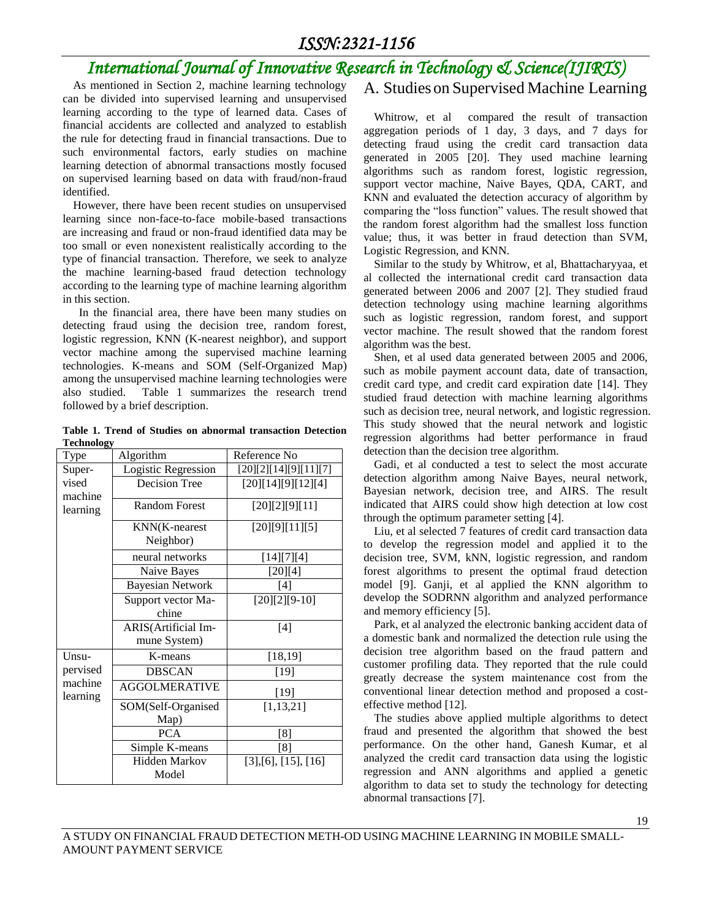As mentioned in Section 2, machine learning technology can be divided into supervised learning and unsupervised learning according to the type of learned data. Cases of financial accidents are collected and analyzed to establish the rule for detecting fraud in financial transactions. Due to such environmental factors, early studies on machine learning detection of abnormal transactions mostly focused on supervised learning based on data with fraud/non-fraud identified.

However, there have been recent studies on unsupervised learning since non-face-to-face mobile-based transactions are increasing and fraud or non-fraud identified data may be too small or even nonexistent realistically according to the type of financial transaction. Therefore, we seek to analyze the machine learning-based fraud detection technology according to the learning type of machine learning algorithm in this section.

In the financial area, there have been many studies on detecting fraud using the decision tree, random forest, logistic regression, KNN (K-nearest neighbor), and support vector machine among the supervised machine learning technologies. K-means and SOM (Self-Organized Map) among the unsupervised machine learning technologies were also studied. Table 1 summarizes the research trend followed by a brief description.

**Table 1. Trend of Studies on abnormal transaction Detection Technology**

| Type | Algorithm | Reference No |
|---|---|---|
| Supervised machine learning | Logistic Regression | [20][2][14][9][11][7] |
| | Decision Tree | [20][14][9][12][4] |
| | Random Forest | [20][2][9][11] |
| | KNN(K-nearest Neighbor) | [20][9][11][5] |
| | neural networks | [14][7][4] |
| | Naive Bayes | [20][4] |
| | Bayesian Network | [4] |
| | Support vector Machine | [20][2][9-10] |
| | ARIS(Artificial Immune System) | [4] |
| Unsupervised machine learning | K-means | [18,19] |
| | DBSCAN | [19] |
| | AGGOLMERATIVE | [19] |
| | SOM(Self-Organised Map) | [1,13,21] |
| | PCA | [8] |
| | Simple K-means | [8] |
| | Hidden Markov Model | [3],[6], [15], [16] |

## A. Studies on Supervised Machine Learning

Whitrow, et al compared the result of transaction aggregation periods of 1 day, 3 days, and 7 days for detecting fraud using the credit card transaction data generated in 2005 [20]. They used machine learning algorithms such as random forest, logistic regression, support vector machine, Naive Bayes, QDA, CART, and KNN and evaluated the detection accuracy of algorithm by comparing the "loss function" values. The result showed that the random forest algorithm had the smallest loss function value; thus, it was better in fraud detection than SVM, Logistic Regression, and KNN.

Similar to the study by Whitrow, et al, Bhattacharyyaa, et al collected the international credit card transaction data generated between 2006 and 2007 [2]. They studied fraud detection technology using machine learning algorithms such as logistic regression, random forest, and support vector machine. The result showed that the random forest algorithm was the best.

Shen, et al used data generated between 2005 and 2006, such as mobile payment account data, date of transaction, credit card type, and credit card expiration date [14]. They studied fraud detection with machine learning algorithms such as decision tree, neural network, and logistic regression. This study showed that the neural network and logistic regression algorithms had better performance in fraud detection than the decision tree algorithm.

Gadi, et al conducted a test to select the most accurate detection algorithm among Naive Bayes, neural network, Bayesian network, decision tree, and AIRS. The result indicated that AIRS could show high detection at low cost through the optimum parameter setting [4].

Liu, et al selected 7 features of credit card transaction data to develop the regression model and applied it to the decision tree, SVM, kNN, logistic regression, and random forest algorithms to present the optimal fraud detection model [9]. Ganji, et al applied the KNN algorithm to develop the SODRNN algorithm and analyzed performance and memory efficiency [5].

Park, et al analyzed the electronic banking accident data of a domestic bank and normalized the detection rule using the decision tree algorithm based on the fraud pattern and customer profiling data. They reported that the rule could greatly decrease the system maintenance cost from the conventional linear detection method and proposed a cost-effective method [12].

The studies above applied multiple algorithms to detect fraud and presented the algorithm that showed the best performance. On the other hand, Ganesh Kumar, et al analyzed the credit card transaction data using the logistic regression and ANN algorithms and applied a genetic algorithm to data set to study the technology for detecting abnormal transactions [7].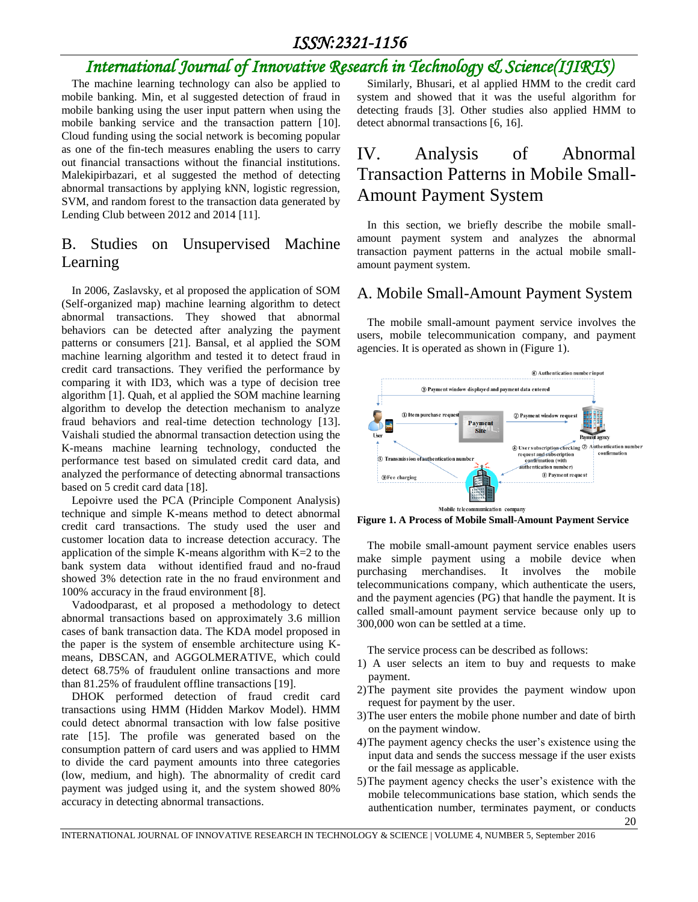The machine learning technology can also be applied to mobile banking. Min, et al suggested detection of fraud in mobile banking using the user input pattern when using the mobile banking service and the transaction pattern [10]. Cloud funding using the social network is becoming popular as one of the fin-tech measures enabling the users to carry out financial transactions without the financial institutions. Malekipirbazari, et al suggested the method of detecting abnormal transactions by applying kNN, logistic regression, SVM, and random forest to the transaction data generated by Lending Club between 2012 and 2014 [11].

## B. Studies on Unsupervised Machine Learning

In 2006, Zaslavsky, et al proposed the application of SOM (Self-organized map) machine learning algorithm to detect abnormal transactions. They showed that abnormal behaviors can be detected after analyzing the payment patterns or consumers [21]. Bansal, et al applied the SOM machine learning algorithm and tested it to detect fraud in credit card transactions. They verified the performance by comparing it with ID3, which was a type of decision tree algorithm [1]. Quah, et al applied the SOM machine learning algorithm to develop the detection mechanism to analyze fraud behaviors and real-time detection technology [13]. Vaishali studied the abnormal transaction detection using the K-means machine learning technology, conducted the performance test based on simulated credit card data, and analyzed the performance of detecting abnormal transactions based on 5 credit card data [18].

Lepoivre used the PCA (Principle Component Analysis) technique and simple K-means method to detect abnormal credit card transactions. The study used the user and customer location data to increase detection accuracy. The application of the simple K-means algorithm with K=2 to the bank system data without identified fraud and no-fraud showed 3% detection rate in the no fraud environment and 100% accuracy in the fraud environment [8].

Vadoodparast, et al proposed a methodology to detect abnormal transactions based on approximately 3.6 million cases of bank transaction data. The KDA model proposed in the paper is the system of ensemble architecture using K-means, DBSCAN, and AGGOLMERATIVE, which could detect 68.75% of fraudulent online transactions and more than 81.25% of fraudulent offline transactions [19].

DHOK performed detection of fraud credit card transactions using HMM (Hidden Markov Model). HMM could detect abnormal transaction with low false positive rate [15]. The profile was generated based on the consumption pattern of card users and was applied to HMM to divide the card payment amounts into three categories (low, medium, and high). The abnormality of credit card payment was judged using it, and the system showed 80% accuracy in detecting abnormal transactions.

Similarly, Bhusari, et al applied HMM to the credit card system and showed that it was the useful algorithm for detecting frauds [3]. Other studies also applied HMM to detect abnormal transactions [6, 16].

# IV. Analysis of Abnormal Transaction Patterns in Mobile Small-Amount Payment System

In this section, we briefly describe the mobile small-amount payment system and analyzes the abnormal transaction payment patterns in the actual mobile small-amount payment system.

## A. Mobile Small-Amount Payment System

The mobile small-amount payment service involves the users, mobile telecommunication company, and payment agencies. It is operated as shown in (Figure 1).

**Figure 1. A Process of Mobile Small-Amount Payment Service**

The mobile small-amount payment service enables users make simple payment using a mobile device when purchasing merchandises. It involves the mobile telecommunications company, which authenticate the users, and the payment agencies (PG) that handle the payment. It is called small-amount payment service because only up to 300,000 won can be settled at a time.

The service process can be described as follows:

1) A user selects an item to buy and requests to make payment.
2) The payment site provides the payment window upon request for payment by the user.
3) The user enters the mobile phone number and date of birth on the payment window.
4) The payment agency checks the user's existence using the input data and sends the success message if the user exists or the fail message as applicable.
5) The payment agency checks the user's existence with the mobile telecommunications base station, which sends the authentication number, terminates payment, or conducts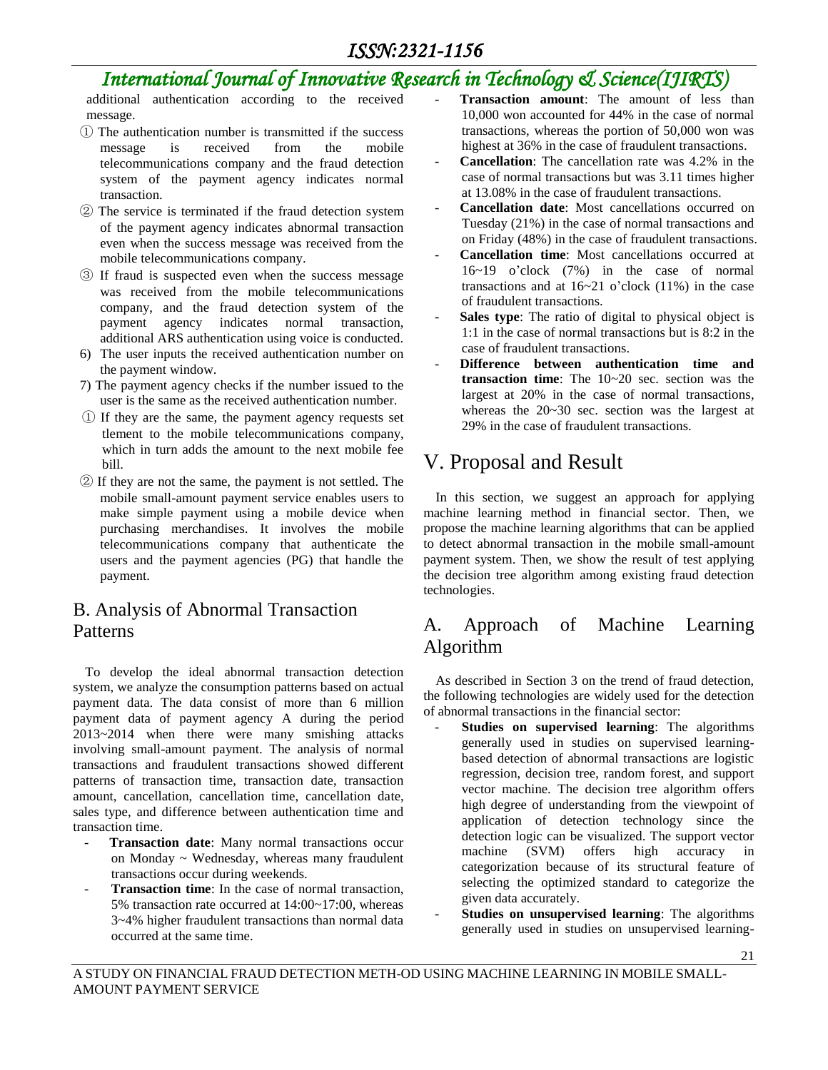additional authentication according to the received message.

① The authentication number is transmitted if the success message is received from the mobile telecommunications company and the fraud detection system of the payment agency indicates normal transaction.

② The service is terminated if the fraud detection system of the payment agency indicates abnormal transaction even when the success message was received from the mobile telecommunications company.

③ If fraud is suspected even when the success message was received from the mobile telecommunications company, and the fraud detection system of the payment agency indicates normal transaction, additional ARS authentication using voice is conducted.

6) The user inputs the received authentication number on the payment window.

7) The payment agency checks if the number issued to the user is the same as the received authentication number.

① If they are the same, the payment agency requests set tlement to the mobile telecommunications company, which in turn adds the amount to the next mobile fee bill.

② If they are not the same, the payment is not settled. The mobile small-amount payment service enables users to make simple payment using a mobile device when purchasing merchandises. It involves the mobile telecommunications company that authenticate the users and the payment agencies (PG) that handle the payment.

## B. Analysis of Abnormal Transaction Patterns

To develop the ideal abnormal transaction detection system, we analyze the consumption patterns based on actual payment data. The data consist of more than 6 million payment data of payment agency A during the period 2013~2014 when there were many smishing attacks involving small-amount payment. The analysis of normal transactions and fraudulent transactions showed different patterns of transaction time, transaction date, transaction amount, cancellation, cancellation time, cancellation date, sales type, and difference between authentication time and transaction time.

- **Transaction date**: Many normal transactions occur on Monday ~ Wednesday, whereas many fraudulent transactions occur during weekends.
- **Transaction time**: In the case of normal transaction, 5% transaction rate occurred at 14:00~17:00, whereas 3~4% higher fraudulent transactions than normal data occurred at the same time.
- **Transaction amount**: The amount of less than 10,000 won accounted for 44% in the case of normal transactions, whereas the portion of 50,000 won was highest at 36% in the case of fraudulent transactions.
- **Cancellation**: The cancellation rate was 4.2% in the case of normal transactions but was 3.11 times higher at 13.08% in the case of fraudulent transactions.
- **Cancellation date**: Most cancellations occurred on Tuesday (21%) in the case of normal transactions and on Friday (48%) in the case of fraudulent transactions.
- **Cancellation time**: Most cancellations occurred at 16~19 o'clock (7%) in the case of normal transactions and at 16~21 o'clock (11%) in the case of fraudulent transactions.
- **Sales type**: The ratio of digital to physical object is 1:1 in the case of normal transactions but is 8:2 in the case of fraudulent transactions.
- **Difference between authentication time and transaction time**: The 10~20 sec. section was the largest at 20% in the case of normal transactions, whereas the 20~30 sec. section was the largest at 29% in the case of fraudulent transactions.

# V. Proposal and Result

In this section, we suggest an approach for applying machine learning method in financial sector. Then, we propose the machine learning algorithms that can be applied to detect abnormal transaction in the mobile small-amount payment system. Then, we show the result of test applying the decision tree algorithm among existing fraud detection technologies.

## A. Approach of Machine Learning Algorithm

As described in Section 3 on the trend of fraud detection, the following technologies are widely used for the detection of abnormal transactions in the financial sector:

- **Studies on supervised learning**: The algorithms generally used in studies on supervised learning-based detection of abnormal transactions are logistic regression, decision tree, random forest, and support vector machine. The decision tree algorithm offers high degree of understanding from the viewpoint of application of detection technology since the detection logic can be visualized. The support vector machine (SVM) offers high accuracy in categorization because of its structural feature of selecting the optimized standard to categorize the given data accurately.
- **Studies on unsupervised learning**: The algorithms generally used in studies on unsupervised learning-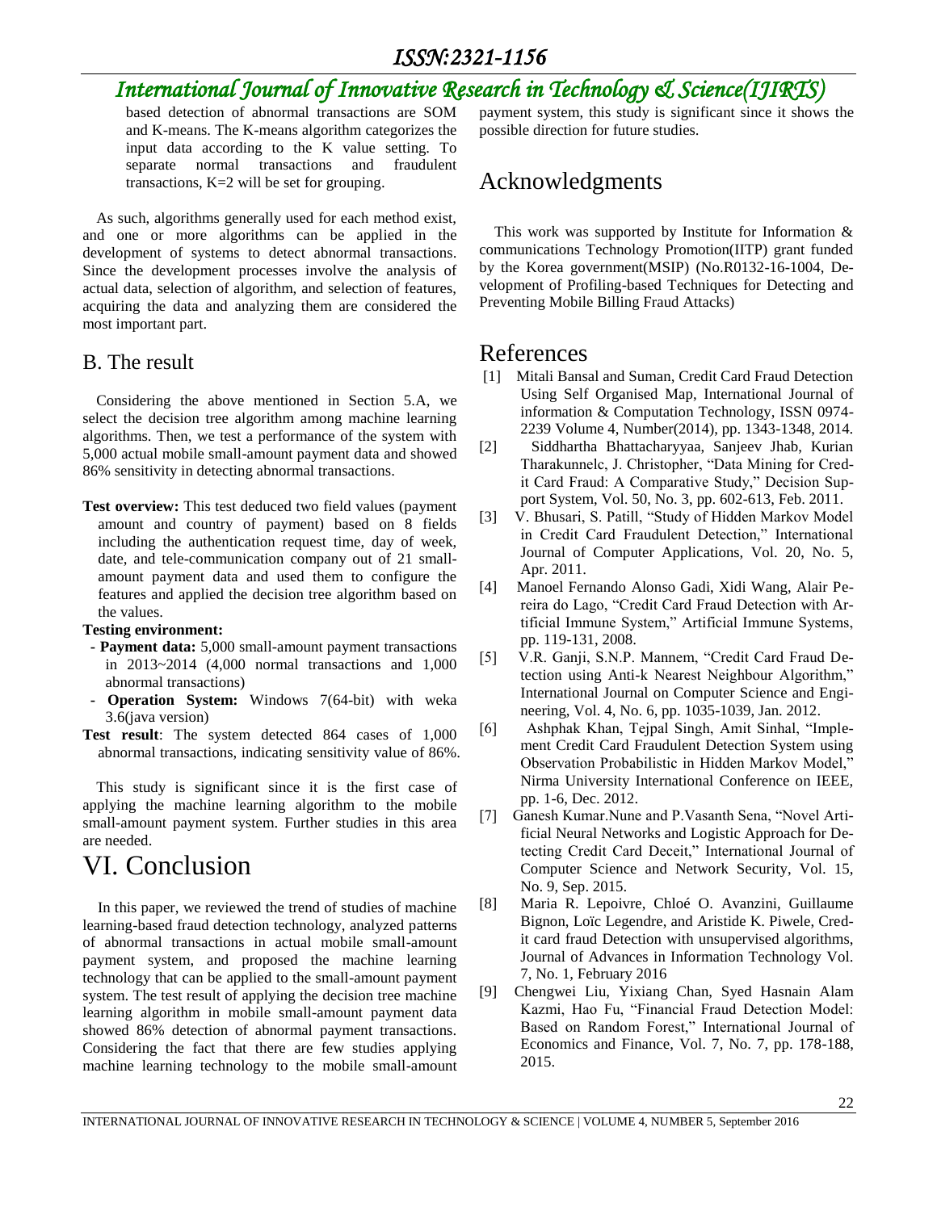based detection of abnormal transactions are SOM and K-means. The K-means algorithm categorizes the input data according to the K value setting. To separate normal transactions and fraudulent transactions, K=2 will be set for grouping.

As such, algorithms generally used for each method exist, and one or more algorithms can be applied in the development of systems to detect abnormal transactions. Since the development processes involve the analysis of actual data, selection of algorithm, and selection of features, acquiring the data and analyzing them are considered the most important part.

## B. The result

Considering the above mentioned in Section 5.A, we select the decision tree algorithm among machine learning algorithms. Then, we test a performance of the system with 5,000 actual mobile small-amount payment data and showed 86% sensitivity in detecting abnormal transactions.

**Test overview:** This test deduced two field values (payment amount and country of payment) based on 8 fields including the authentication request time, day of week, date, and tele-communication company out of 21 small-amount payment data and used them to configure the features and applied the decision tree algorithm based on the values.

**Testing environment:**

- **Payment data:** 5,000 small-amount payment transactions in 2013~2014 (4,000 normal transactions and 1,000 abnormal transactions)
- **Operation System:** Windows 7(64-bit) with weka 3.6(java version)

**Test result**: The system detected 864 cases of 1,000 abnormal transactions, indicating sensitivity value of 86%.

This study is significant since it is the first case of applying the machine learning algorithm to the mobile small-amount payment system. Further studies in this area are needed.

# VI. Conclusion

In this paper, we reviewed the trend of studies of machine learning-based fraud detection technology, analyzed patterns of abnormal transactions in actual mobile small-amount payment system, and proposed the machine learning technology that can be applied to the small-amount payment system. The test result of applying the decision tree machine learning algorithm in mobile small-amount payment data showed 86% detection of abnormal payment transactions. Considering the fact that there are few studies applying machine learning technology to the mobile small-amount payment system, this study is significant since it shows the possible direction for future studies.

# Acknowledgments

This work was supported by Institute for Information & communications Technology Promotion(IITP) grant funded by the Korea government(MSIP) (No.R0132-16-1004, Development of Profiling-based Techniques for Detecting and Preventing Mobile Billing Fraud Attacks)

# References

[1] Mitali Bansal and Suman, Credit Card Fraud Detection Using Self Organised Map, International Journal of information & Computation Technology, ISSN 0974-2239 Volume 4, Number(2014), pp. 1343-1348, 2014.

[2] Siddhartha Bhattacharyyaa, Sanjeev Jhab, Kurian Tharakunnelc, J. Christopher, "Data Mining for Credit Card Fraud: A Comparative Study," Decision Support System, Vol. 50, No. 3, pp. 602-613, Feb. 2011.

[3] V. Bhusari, S. Patill, "Study of Hidden Markov Model in Credit Card Fraudulent Detection," International Journal of Computer Applications, Vol. 20, No. 5, Apr. 2011.

[4] Manoel Fernando Alonso Gadi, Xidi Wang, Alair Pereira do Lago, "Credit Card Fraud Detection with Artificial Immune System," Artificial Immune Systems, pp. 119-131, 2008.

[5] V.R. Ganji, S.N.P. Mannem, "Credit Card Fraud Detection using Anti-k Nearest Neighbour Algorithm," International Journal on Computer Science and Engineering, Vol. 4, No. 6, pp. 1035-1039, Jan. 2012.

[6] Ashphak Khan, Tejpal Singh, Amit Sinhal, "Implement Credit Card Fraudulent Detection System using Observation Probabilistic in Hidden Markov Model," Nirma University International Conference on IEEE, pp. 1-6, Dec. 2012.

[7] Ganesh Kumar.Nune and P.Vasanth Sena, "Novel Artificial Neural Networks and Logistic Approach for Detecting Credit Card Deceit," International Journal of Computer Science and Network Security, Vol. 15, No. 9, Sep. 2015.

[8] Maria R. Lepoivre, Chloé O. Avanzini, Guillaume Bignon, Loïc Legendre, and Aristide K. Piwele, Credit card fraud Detection with unsupervised algorithms, Journal of Advances in Information Technology Vol. 7, No. 1, February 2016

[9] Chengwei Liu, Yixiang Chan, Syed Hasnain Alam Kazmi, Hao Fu, "Financial Fraud Detection Model: Based on Random Forest," International Journal of Economics and Finance, Vol. 7, No. 7, pp. 178-188, 2015.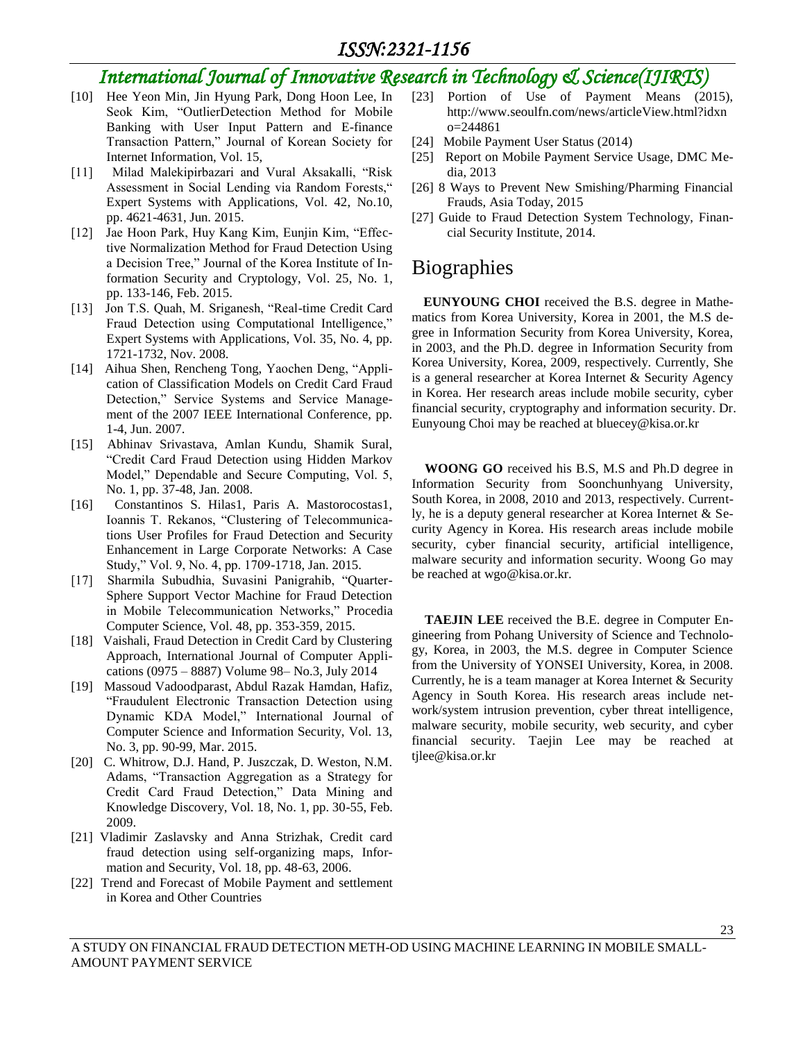[10] Hee Yeon Min, Jin Hyung Park, Dong Hoon Lee, In Seok Kim, "OutlierDetection Method for Mobile Banking with User Input Pattern and E-finance Transaction Pattern," Journal of Korean Society for Internet Information, Vol. 15,

[11] Milad Malekipirbazari and Vural Aksakalli, "Risk Assessment in Social Lending via Random Forests," Expert Systems with Applications, Vol. 42, No.10, pp. 4621-4631, Jun. 2015.

[12] Jae Hoon Park, Huy Kang Kim, Eunjin Kim, "Effective Normalization Method for Fraud Detection Using a Decision Tree," Journal of the Korea Institute of Information Security and Cryptology, Vol. 25, No. 1, pp. 133-146, Feb. 2015.

[13] Jon T.S. Quah, M. Sriganesh, "Real-time Credit Card Fraud Detection using Computational Intelligence," Expert Systems with Applications, Vol. 35, No. 4, pp. 1721-1732, Nov. 2008.

[14] Aihua Shen, Rencheng Tong, Yaochen Deng, "Application of Classification Models on Credit Card Fraud Detection," Service Systems and Service Management of the 2007 IEEE International Conference, pp. 1-4, Jun. 2007.

[15] Abhinav Srivastava, Amlan Kundu, Shamik Sural, "Credit Card Fraud Detection using Hidden Markov Model," Dependable and Secure Computing, Vol. 5, No. 1, pp. 37-48, Jan. 2008.

[16] Constantinos S. Hilas1, Paris A. Mastorocostas1, Ioannis T. Rekanos, "Clustering of Telecommunications User Profiles for Fraud Detection and Security Enhancement in Large Corporate Networks: A Case Study," Vol. 9, No. 4, pp. 1709-1718, Jan. 2015.

[17] Sharmila Subudhia, Suvasini Panigrahib, "Quarter-Sphere Support Vector Machine for Fraud Detection in Mobile Telecommunication Networks," Procedia Computer Science, Vol. 48, pp. 353-359, 2015.

[18] Vaishali, Fraud Detection in Credit Card by Clustering Approach, International Journal of Computer Applications (0975 – 8887) Volume 98– No.3, July 2014

[19] Massoud Vadoodparast, Abdul Razak Hamdan, Hafiz, "Fraudulent Electronic Transaction Detection using Dynamic KDA Model," International Journal of Computer Science and Information Security, Vol. 13, No. 3, pp. 90-99, Mar. 2015.

[20] C. Whitrow, D.J. Hand, P. Juszczak, D. Weston, N.M. Adams, "Transaction Aggregation as a Strategy for Credit Card Fraud Detection," Data Mining and Knowledge Discovery, Vol. 18, No. 1, pp. 30-55, Feb. 2009.

[21] Vladimir Zaslavsky and Anna Strizhak, Credit card fraud detection using self-organizing maps, Information and Security, Vol. 18, pp. 48-63, 2006.

[22] Trend and Forecast of Mobile Payment and settlement in Korea and Other Countries

[23] Portion of Use of Payment Means (2015), http://www.seoulfn.com/news/articleView.html?idxno=244861

[24] Mobile Payment User Status (2014)

[25] Report on Mobile Payment Service Usage, DMC Media, 2013

[26] 8 Ways to Prevent New Smishing/Pharming Financial Frauds, Asia Today, 2015

[27] Guide to Fraud Detection System Technology, Financial Security Institute, 2014.

# Biographies

**EUNYOUNG CHOI** received the B.S. degree in Mathematics from Korea University, Korea in 2001, the M.S degree in Information Security from Korea University, Korea, in 2003, and the Ph.D. degree in Information Security from Korea University, Korea, 2009, respectively. Currently, She is a general researcher at Korea Internet & Security Agency in Korea. Her research areas include mobile security, cyber financial security, cryptography and information security. Dr. Eunyoung Choi may be reached at bluecey@kisa.or.kr

**WOONG GO** received his B.S, M.S and Ph.D degree in Information Security from Soonchunhyang University, South Korea, in 2008, 2010 and 2013, respectively. Currently, he is a deputy general researcher at Korea Internet & Security Agency in Korea. His research areas include mobile security, cyber financial security, artificial intelligence, malware security and information security. Woong Go may be reached at wgo@kisa.or.kr.

**TAEJIN LEE** received the B.E. degree in Computer Engineering from Pohang University of Science and Technology, Korea, in 2003, the M.S. degree in Computer Science from the University of YONSEI University, Korea, in 2008. Currently, he is a team manager at Korea Internet & Security Agency in South Korea. His research areas include network/system intrusion prevention, cyber threat intelligence, malware security, mobile security, web security, and cyber financial security. Taejin Lee may be reached at tjlee@kisa.or.kr